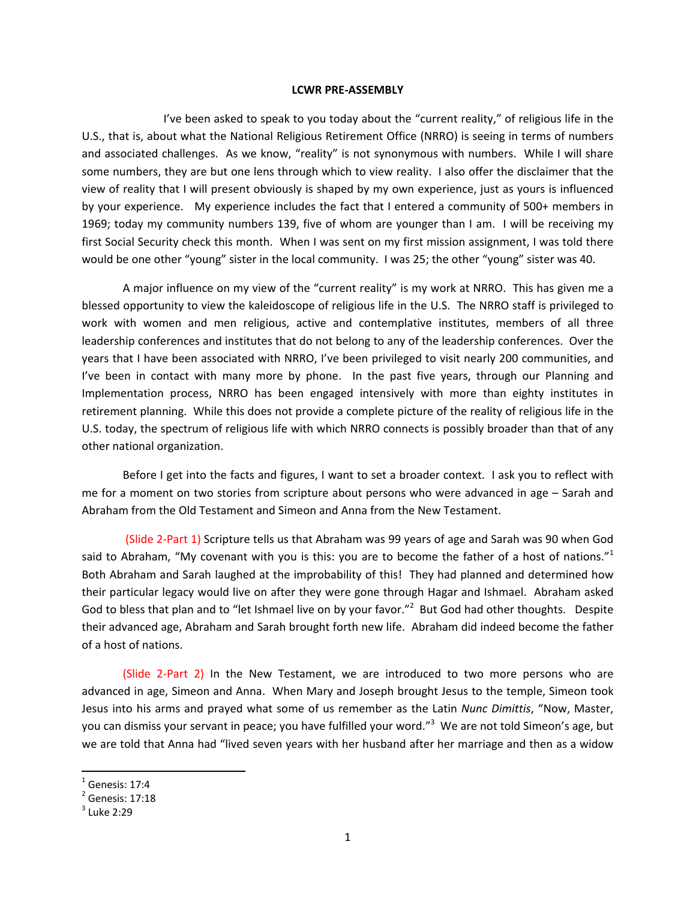**LCWR PRE-ASSEMBLY**

I've been asked to speak to you today about the "current reality," of religious life in the U.S., that is, about what the National Religious Retirement Office (NRRO) is seeing in terms of numbers and associated challenges. As we know, "reality" is not synonymous with numbers. While I will share some numbers, they are but one lens through which to view reality. I also offer the disclaimer that the view of reality that I will present obviously is shaped by my own experience, just as yours is influenced by your experience. My experience includes the fact that I entered a community of 500+ members in 1969; today my community numbers 139, five of whom are younger than I am. I will be receiving my first Social Security check this month. When I was sent on my first mission assignment, I was told there would be one other "young" sister in the local community. I was 25; the other "young" sister was 40.

A major influence on my view of the "current reality" is my work at NRRO. This has given me a blessed opportunity to view the kaleidoscope of religious life in the U.S. The NRRO staff is privileged to work with women and men religious, active and contemplative institutes, members of all three leadership conferences and institutes that do not belong to any of the leadership conferences. Over the years that I have been associated with NRRO, I've been privileged to visit nearly 200 communities, and I've been in contact with many more by phone. In the past five years, through our Planning and Implementation process, NRRO has been engaged intensively with more than eighty institutes in retirement planning. While this does not provide a complete picture of the reality of religious life in the U.S. today, the spectrum of religious life with which NRRO connects is possibly broader than that of any other national organization.

Before I get into the facts and figures, I want to set a broader context. I ask you to reflect with me for a moment on two stories from scripture about persons who were advanced in age – Sarah and Abraham from the Old Testament and Simeon and Anna from the New Testament.

(Slide 2-Part 1) Scripture tells us that Abraham was 99 years of age and Sarah was 90 when God said to Abraham, "My covenant with you is this: you are to become the father of a host of nations."[1] Both Abraham and Sarah laughed at the improbability of this! They had planned and determined how their particular legacy would live on after they were gone through Hagar and Ishmael. Abraham asked God to bless that plan and to "let Ishmael live on by your favor."[2] But God had other thoughts. Despite their advanced age, Abraham and Sarah brought forth new life. Abraham did indeed become the father of a host of nations.

(Slide 2-Part 2) In the New Testament, we are introduced to two more persons who are advanced in age, Simeon and Anna. When Mary and Joseph brought Jesus to the temple, Simeon took Jesus into his arms and prayed what some of us remember as the Latin *Nunc Dimittis*, "Now, Master, you can dismiss your servant in peace; you have fulfilled your word."[3] We are not told Simeon's age, but we are told that Anna had "lived seven years with her husband after her marriage and then as a widow

---

[1] Genesis: 17:4
[2] Genesis: 17:18
[3] Luke 2:29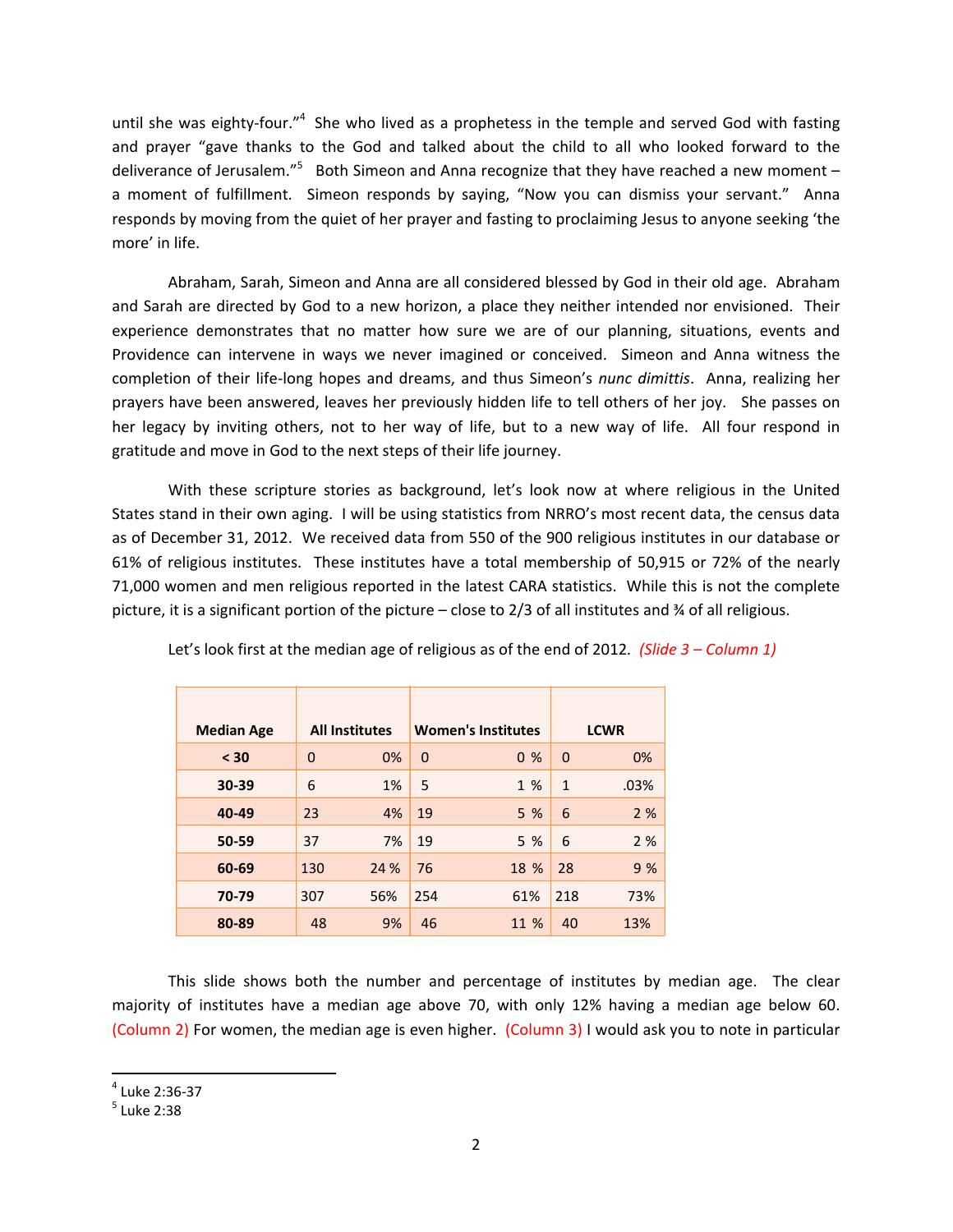until she was eighty-four."[4] She who lived as a prophetess in the temple and served God with fasting and prayer "gave thanks to the God and talked about the child to all who looked forward to the deliverance of Jerusalem."[5] Both Simeon and Anna recognize that they have reached a new moment – a moment of fulfillment. Simeon responds by saying, "Now you can dismiss your servant." Anna responds by moving from the quiet of her prayer and fasting to proclaiming Jesus to anyone seeking 'the more' in life.

Abraham, Sarah, Simeon and Anna are all considered blessed by God in their old age. Abraham and Sarah are directed by God to a new horizon, a place they neither intended nor envisioned. Their experience demonstrates that no matter how sure we are of our planning, situations, events and Providence can intervene in ways we never imagined or conceived. Simeon and Anna witness the completion of their life-long hopes and dreams, and thus Simeon's *nunc dimittis*. Anna, realizing her prayers have been answered, leaves her previously hidden life to tell others of her joy. She passes on her legacy by inviting others, not to her way of life, but to a new way of life. All four respond in gratitude and move in God to the next steps of their life journey.

With these scripture stories as background, let's look now at where religious in the United States stand in their own aging. I will be using statistics from NRRO's most recent data, the census data as of December 31, 2012. We received data from 550 of the 900 religious institutes in our database or 61% of religious institutes. These institutes have a total membership of 50,915 or 72% of the nearly 71,000 women and men religious reported in the latest CARA statistics. While this is not the complete picture, it is a significant portion of the picture – close to 2/3 of all institutes and ¾ of all religious.

Let's look first at the median age of religious as of the end of 2012. *(Slide 3 – Column 1)*

| Median Age | All Institutes | | Women's Institutes | | LCWR | |
|---|---|---|---|---|---|---|
| < 30 | 0 | 0% | 0 | 0 % | 0 | 0% |
| 30-39 | 6 | 1% | 5 | 1 % | 1 | .03% |
| 40-49 | 23 | 4% | 19 | 5 % | 6 | 2 % |
| 50-59 | 37 | 7% | 19 | 5 % | 6 | 2 % |
| 60-69 | 130 | 24 % | 76 | 18 % | 28 | 9 % |
| 70-79 | 307 | 56% | 254 | 61% | 218 | 73% |
| 80-89 | 48 | 9% | 46 | 11 % | 40 | 13% |

This slide shows both the number and percentage of institutes by median age. The clear majority of institutes have a median age above 70, with only 12% having a median age below 60. (Column 2) For women, the median age is even higher. (Column 3) I would ask you to note in particular

[4] Luke 2:36-37
[5] Luke 2:38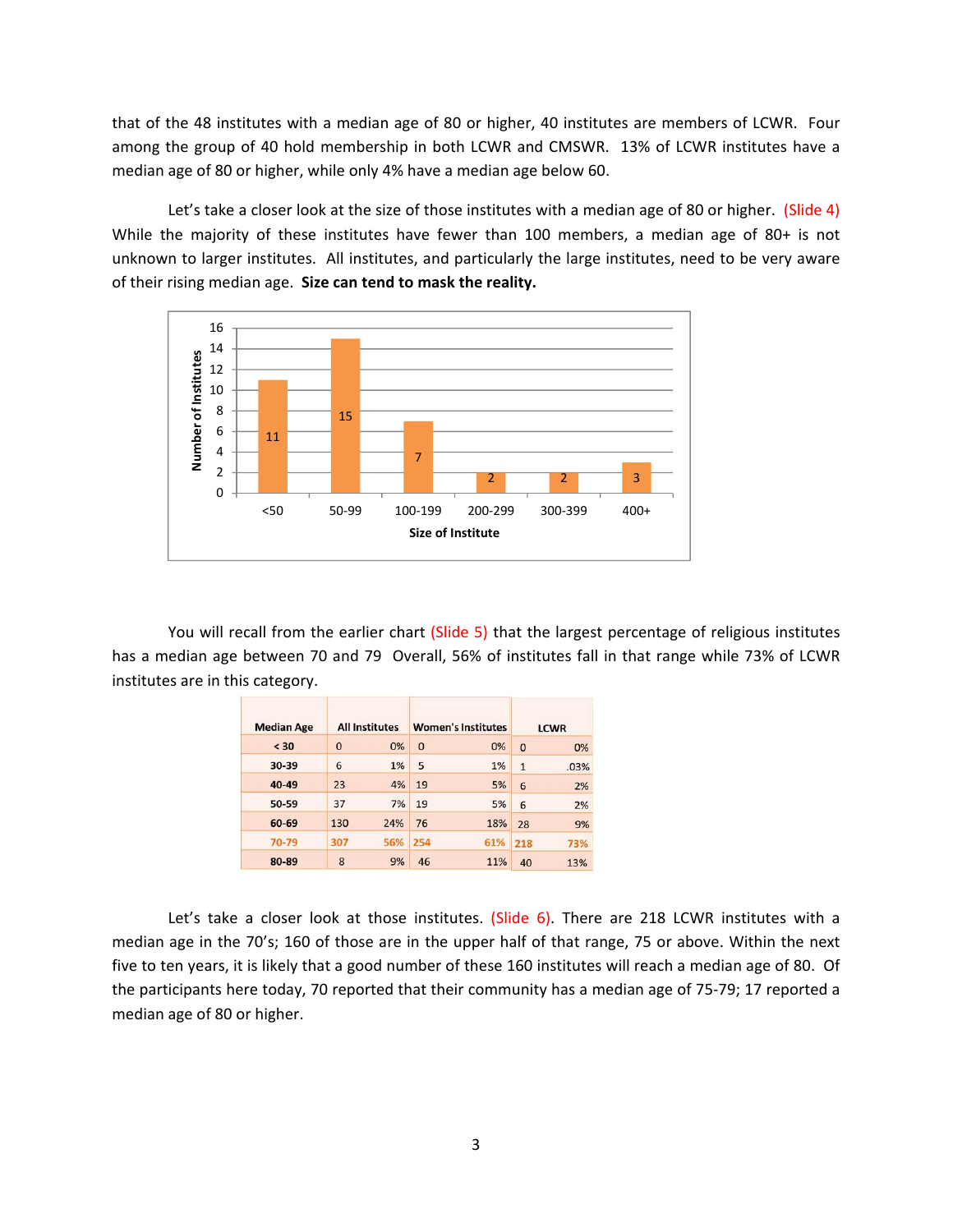that of the 48 institutes with a median age of 80 or higher, 40 institutes are members of LCWR. Four among the group of 40 hold membership in both LCWR and CMSWR. 13% of LCWR institutes have a median age of 80 or higher, while only 4% have a median age below 60.

Let's take a closer look at the size of those institutes with a median age of 80 or higher. (Slide 4) While the majority of these institutes have fewer than 100 members, a median age of 80+ is not unknown to larger institutes. All institutes, and particularly the large institutes, need to be very aware of their rising median age. **Size can tend to mask the reality.**

| Size of Institute | Number of Institutes |
|---|---|
| <50 | 11 |
| 50-99 | 15 |
| 100-199 | 7 |
| 200-299 | 2 |
| 300-399 | 2 |
| 400+ | 3 |

You will recall from the earlier chart (Slide 5) that the largest percentage of religious institutes has a median age between 70 and 79 Overall, 56% of institutes fall in that range while 73% of LCWR institutes are in this category.

| Median Age | All Institutes | | Women's Institutes | | LCWR | |
|---|---|---|---|---|---|---|
| < 30 | 0 | 0% | 0 | 0% | 0 | 0% |
| 30-39 | 6 | 1% | 5 | 1% | 1 | .03% |
| 40-49 | 23 | 4% | 19 | 5% | 6 | 2% |
| 50-59 | 37 | 7% | 19 | 5% | 6 | 2% |
| 60-69 | 130 | 24% | 76 | 18% | 28 | 9% |
| 70-79 | 307 | 56% | 254 | 61% | 218 | 73% |
| 80-89 | 8 | 9% | 46 | 11% | 40 | 13% |

Let's take a closer look at those institutes. (Slide 6). There are 218 LCWR institutes with a median age in the 70's; 160 of those are in the upper half of that range, 75 or above. Within the next five to ten years, it is likely that a good number of these 160 institutes will reach a median age of 80. Of the participants here today, 70 reported that their community has a median age of 75-79; 17 reported a median age of 80 or higher.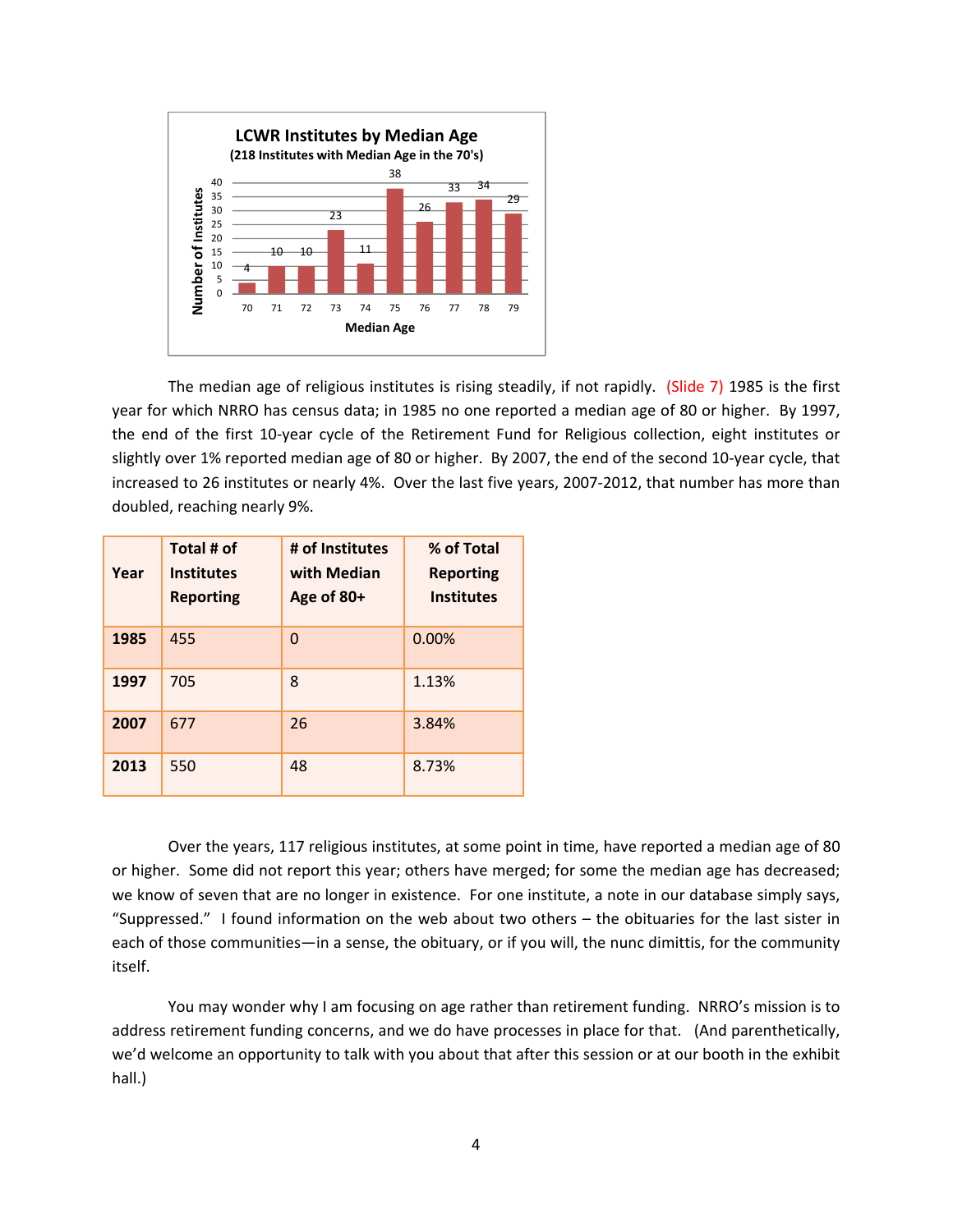**LCWR Institutes by Median Age**
**(218 Institutes with Median Age in the 70's)**

| Median Age | 70 | 71 | 72 | 73 | 74 | 75 | 76 | 77 | 78 | 79 |
|---|---|---|---|---|---|---|---|---|---|---|
| Number of Institutes | 4 | 10 | 10 | 23 | 11 | 38 | 26 | 33 | 34 | 29 |

The median age of religious institutes is rising steadily, if not rapidly. (Slide 7) 1985 is the first year for which NRRO has census data; in 1985 no one reported a median age of 80 or higher. By 1997, the end of the first 10-year cycle of the Retirement Fund for Religious collection, eight institutes or slightly over 1% reported median age of 80 or higher. By 2007, the end of the second 10-year cycle, that increased to 26 institutes or nearly 4%. Over the last five years, 2007-2012, that number has more than doubled, reaching nearly 9%.

| Year | Total # of Institutes Reporting | # of Institutes with Median Age of 80+ | % of Total Reporting Institutes |
|---|---|---|---|
| **1985** | 455 | 0 | 0.00% |
| **1997** | 705 | 8 | 1.13% |
| **2007** | 677 | 26 | 3.84% |
| **2013** | 550 | 48 | 8.73% |

Over the years, 117 religious institutes, at some point in time, have reported a median age of 80 or higher. Some did not report this year; others have merged; for some the median age has decreased; we know of seven that are no longer in existence. For one institute, a note in our database simply says, "Suppressed." I found information on the web about two others – the obituaries for the last sister in each of those communities—in a sense, the obituary, or if you will, the nunc dimittis, for the community itself.

You may wonder why I am focusing on age rather than retirement funding. NRRO's mission is to address retirement funding concerns, and we do have processes in place for that. (And parenthetically, we'd welcome an opportunity to talk with you about that after this session or at our booth in the exhibit hall.)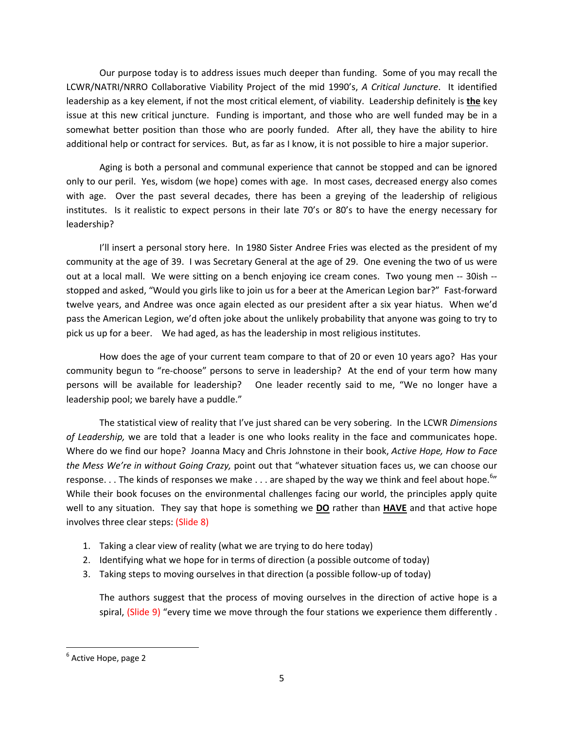Our purpose today is to address issues much deeper than funding. Some of you may recall the LCWR/NATRI/NRRO Collaborative Viability Project of the mid 1990's, *A Critical Juncture*. It identified leadership as a key element, if not the most critical element, of viability. Leadership definitely is **<u>the</u>** key issue at this new critical juncture. Funding is important, and those who are well funded may be in a somewhat better position than those who are poorly funded. After all, they have the ability to hire additional help or contract for services. But, as far as I know, it is not possible to hire a major superior.

Aging is both a personal and communal experience that cannot be stopped and can be ignored only to our peril. Yes, wisdom (we hope) comes with age. In most cases, decreased energy also comes with age. Over the past several decades, there has been a greying of the leadership of religious institutes. Is it realistic to expect persons in their late 70's or 80's to have the energy necessary for leadership?

I'll insert a personal story here. In 1980 Sister Andree Fries was elected as the president of my community at the age of 39. I was Secretary General at the age of 29. One evening the two of us were out at a local mall. We were sitting on a bench enjoying ice cream cones. Two young men -- 30ish -- stopped and asked, "Would you girls like to join us for a beer at the American Legion bar?" Fast-forward twelve years, and Andree was once again elected as our president after a six year hiatus. When we'd pass the American Legion, we'd often joke about the unlikely probability that anyone was going to try to pick us up for a beer. We had aged, as has the leadership in most religious institutes.

How does the age of your current team compare to that of 20 or even 10 years ago? Has your community begun to "re-choose" persons to serve in leadership? At the end of your term how many persons will be available for leadership? One leader recently said to me, "We no longer have a leadership pool; we barely have a puddle."

The statistical view of reality that I've just shared can be very sobering. In the LCWR *Dimensions of Leadership,* we are told that a leader is one who looks reality in the face and communicates hope. Where do we find our hope? Joanna Macy and Chris Johnstone in their book, *Active Hope, How to Face the Mess We're in without Going Crazy,* point out that "whatever situation faces us, we can choose our response. . . The kinds of responses we make . . . are shaped by the way we think and feel about hope.[6]" While their book focuses on the environmental challenges facing our world, the principles apply quite well to any situation. They say that hope is something we **<u>DO</u>** rather than **<u>HAVE</u>** and that active hope involves three clear steps: (Slide 8)

1. Taking a clear view of reality (what we are trying to do here today)
2. Identifying what we hope for in terms of direction (a possible outcome of today)
3. Taking steps to moving ourselves in that direction (a possible follow-up of today)

The authors suggest that the process of moving ourselves in the direction of active hope is a spiral, (Slide 9) "every time we move through the four stations we experience them differently .

---

[6] Active Hope, page 2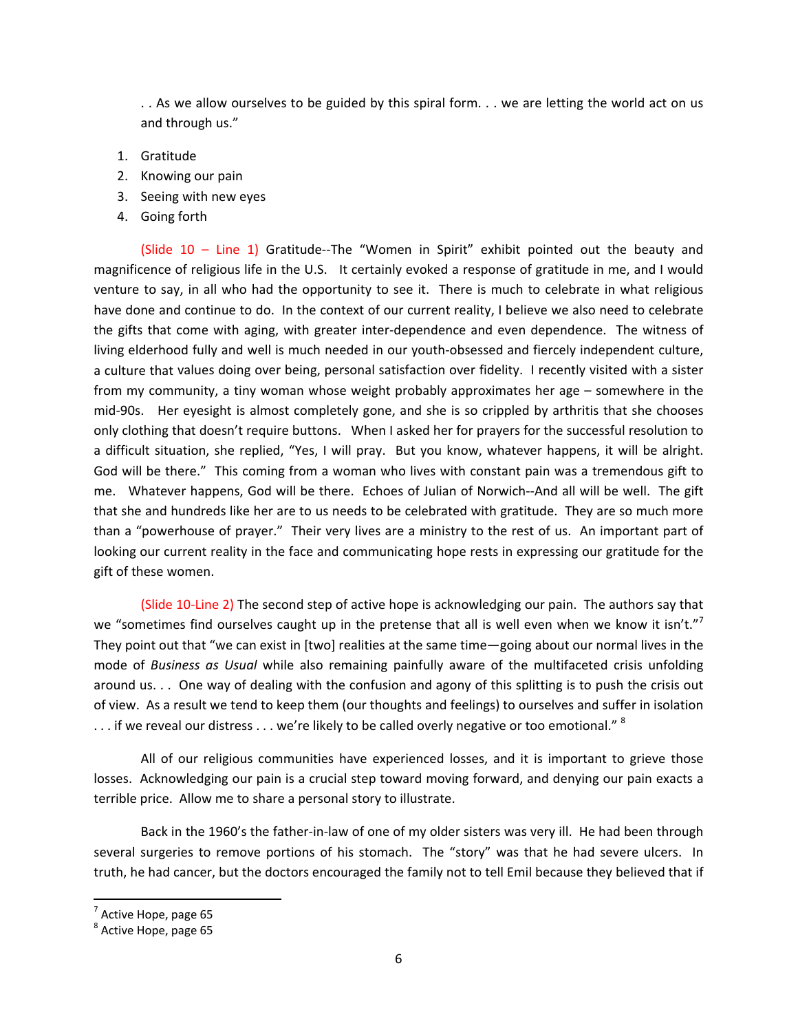. . As we allow ourselves to be guided by this spiral form. . . we are letting the world act on us and through us."

1. Gratitude
2. Knowing our pain
3. Seeing with new eyes
4. Going forth

(Slide 10 – Line 1) Gratitude--The "Women in Spirit" exhibit pointed out the beauty and magnificence of religious life in the U.S. It certainly evoked a response of gratitude in me, and I would venture to say, in all who had the opportunity to see it. There is much to celebrate in what religious have done and continue to do. In the context of our current reality, I believe we also need to celebrate the gifts that come with aging, with greater inter-dependence and even dependence. The witness of living elderhood fully and well is much needed in our youth-obsessed and fiercely independent culture, a culture that values doing over being, personal satisfaction over fidelity. I recently visited with a sister from my community, a tiny woman whose weight probably approximates her age – somewhere in the mid-90s. Her eyesight is almost completely gone, and she is so crippled by arthritis that she chooses only clothing that doesn't require buttons. When I asked her for prayers for the successful resolution to a difficult situation, she replied, "Yes, I will pray. But you know, whatever happens, it will be alright. God will be there." This coming from a woman who lives with constant pain was a tremendous gift to me. Whatever happens, God will be there. Echoes of Julian of Norwich--And all will be well. The gift that she and hundreds like her are to us needs to be celebrated with gratitude. They are so much more than a "powerhouse of prayer." Their very lives are a ministry to the rest of us. An important part of looking our current reality in the face and communicating hope rests in expressing our gratitude for the gift of these women.

(Slide 10-Line 2) The second step of active hope is acknowledging our pain. The authors say that we "sometimes find ourselves caught up in the pretense that all is well even when we know it isn't."[7] They point out that "we can exist in [two] realities at the same time—going about our normal lives in the mode of *Business as Usual* while also remaining painfully aware of the multifaceted crisis unfolding around us. . . One way of dealing with the confusion and agony of this splitting is to push the crisis out of view. As a result we tend to keep them (our thoughts and feelings) to ourselves and suffer in isolation . . . if we reveal our distress . . . we're likely to be called overly negative or too emotional." [8]

All of our religious communities have experienced losses, and it is important to grieve those losses. Acknowledging our pain is a crucial step toward moving forward, and denying our pain exacts a terrible price. Allow me to share a personal story to illustrate.

Back in the 1960's the father-in-law of one of my older sisters was very ill. He had been through several surgeries to remove portions of his stomach. The "story" was that he had severe ulcers. In truth, he had cancer, but the doctors encouraged the family not to tell Emil because they believed that if

---

[7] Active Hope, page 65

[8] Active Hope, page 65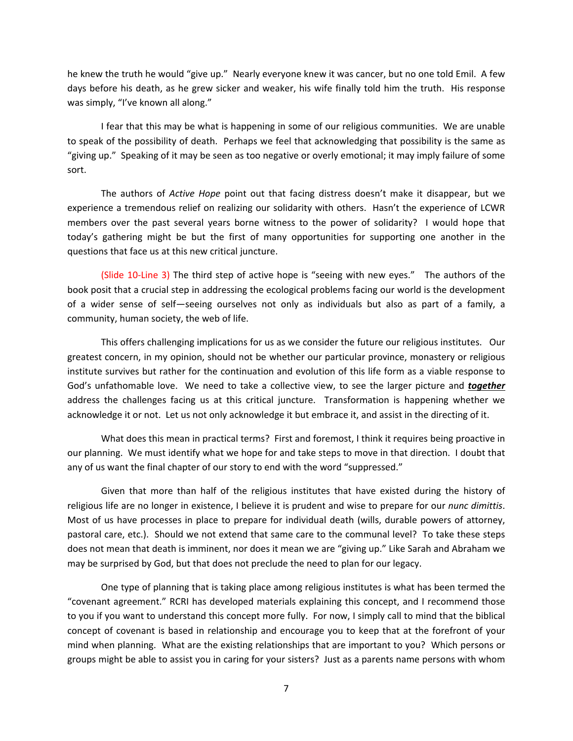he knew the truth he would "give up." Nearly everyone knew it was cancer, but no one told Emil. A few days before his death, as he grew sicker and weaker, his wife finally told him the truth. His response was simply, "I've known all along."

I fear that this may be what is happening in some of our religious communities. We are unable to speak of the possibility of death. Perhaps we feel that acknowledging that possibility is the same as "giving up." Speaking of it may be seen as too negative or overly emotional; it may imply failure of some sort.

The authors of *Active Hope* point out that facing distress doesn't make it disappear, but we experience a tremendous relief on realizing our solidarity with others. Hasn't the experience of LCWR members over the past several years borne witness to the power of solidarity? I would hope that today's gathering might be but the first of many opportunities for supporting one another in the questions that face us at this new critical juncture.

(Slide 10-Line 3) The third step of active hope is "seeing with new eyes." The authors of the book posit that a crucial step in addressing the ecological problems facing our world is the development of a wider sense of self—seeing ourselves not only as individuals but also as part of a family, a community, human society, the web of life.

This offers challenging implications for us as we consider the future our religious institutes. Our greatest concern, in my opinion, should not be whether our particular province, monastery or religious institute survives but rather for the continuation and evolution of this life form as a viable response to God's unfathomable love. We need to take a collective view, to see the larger picture and ***together*** address the challenges facing us at this critical juncture. Transformation is happening whether we acknowledge it or not. Let us not only acknowledge it but embrace it, and assist in the directing of it.

What does this mean in practical terms? First and foremost, I think it requires being proactive in our planning. We must identify what we hope for and take steps to move in that direction. I doubt that any of us want the final chapter of our story to end with the word "suppressed."

Given that more than half of the religious institutes that have existed during the history of religious life are no longer in existence, I believe it is prudent and wise to prepare for our *nunc dimittis*. Most of us have processes in place to prepare for individual death (wills, durable powers of attorney, pastoral care, etc.). Should we not extend that same care to the communal level? To take these steps does not mean that death is imminent, nor does it mean we are "giving up." Like Sarah and Abraham we may be surprised by God, but that does not preclude the need to plan for our legacy.

One type of planning that is taking place among religious institutes is what has been termed the "covenant agreement." RCRI has developed materials explaining this concept, and I recommend those to you if you want to understand this concept more fully. For now, I simply call to mind that the biblical concept of covenant is based in relationship and encourage you to keep that at the forefront of your mind when planning. What are the existing relationships that are important to you? Which persons or groups might be able to assist you in caring for your sisters? Just as a parents name persons with whom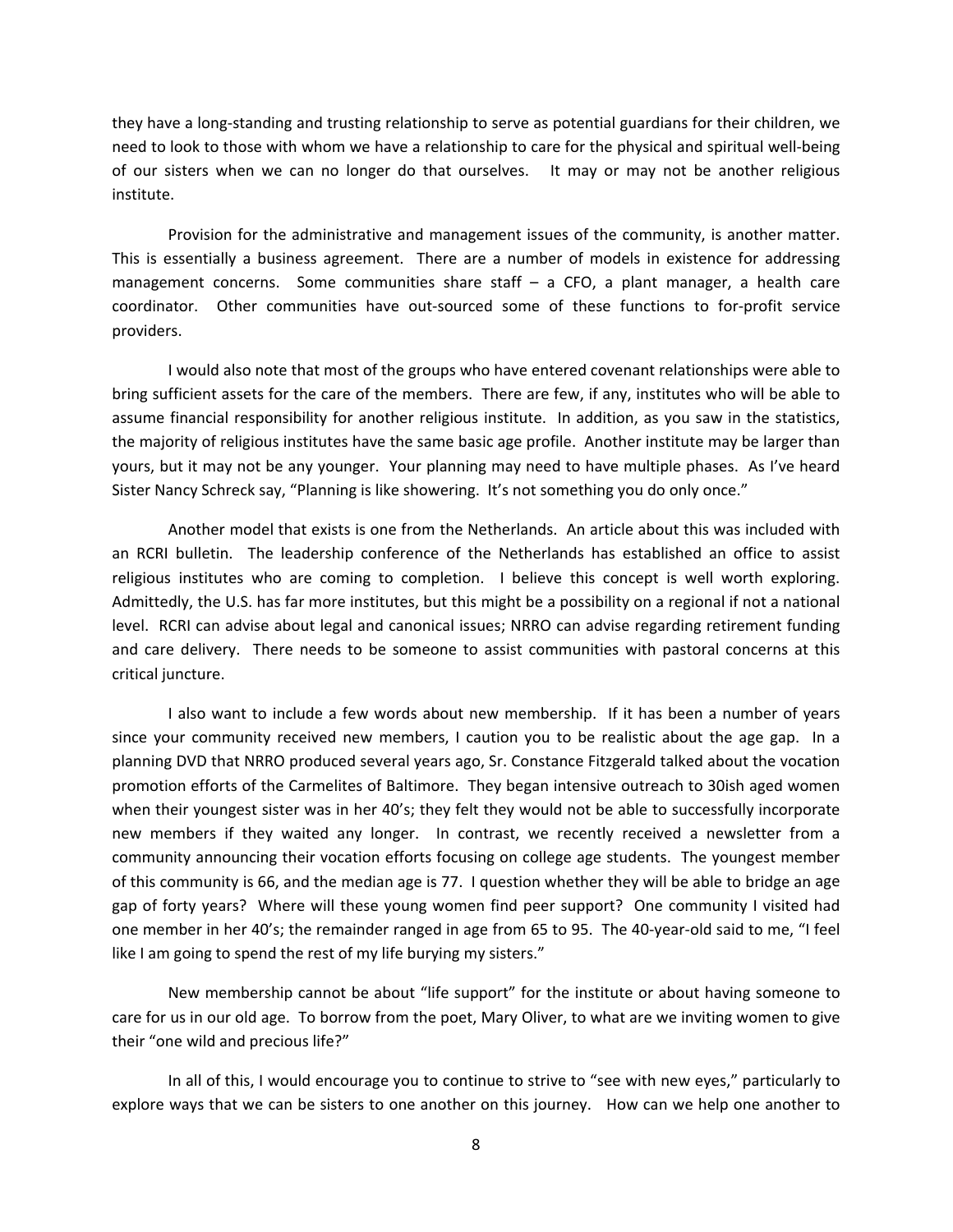they have a long-standing and trusting relationship to serve as potential guardians for their children, we need to look to those with whom we have a relationship to care for the physical and spiritual well-being of our sisters when we can no longer do that ourselves. It may or may not be another religious institute.

Provision for the administrative and management issues of the community, is another matter. This is essentially a business agreement. There are a number of models in existence for addressing management concerns. Some communities share staff – a CFO, a plant manager, a health care coordinator. Other communities have out-sourced some of these functions to for-profit service providers.

I would also note that most of the groups who have entered covenant relationships were able to bring sufficient assets for the care of the members. There are few, if any, institutes who will be able to assume financial responsibility for another religious institute. In addition, as you saw in the statistics, the majority of religious institutes have the same basic age profile. Another institute may be larger than yours, but it may not be any younger. Your planning may need to have multiple phases. As I've heard Sister Nancy Schreck say, "Planning is like showering. It's not something you do only once."

Another model that exists is one from the Netherlands. An article about this was included with an RCRI bulletin. The leadership conference of the Netherlands has established an office to assist religious institutes who are coming to completion. I believe this concept is well worth exploring. Admittedly, the U.S. has far more institutes, but this might be a possibility on a regional if not a national level. RCRI can advise about legal and canonical issues; NRRO can advise regarding retirement funding and care delivery. There needs to be someone to assist communities with pastoral concerns at this critical juncture.

I also want to include a few words about new membership. If it has been a number of years since your community received new members, I caution you to be realistic about the age gap. In a planning DVD that NRRO produced several years ago, Sr. Constance Fitzgerald talked about the vocation promotion efforts of the Carmelites of Baltimore. They began intensive outreach to 30ish aged women when their youngest sister was in her 40's; they felt they would not be able to successfully incorporate new members if they waited any longer. In contrast, we recently received a newsletter from a community announcing their vocation efforts focusing on college age students. The youngest member of this community is 66, and the median age is 77. I question whether they will be able to bridge an age gap of forty years? Where will these young women find peer support? One community I visited had one member in her 40's; the remainder ranged in age from 65 to 95. The 40-year-old said to me, "I feel like I am going to spend the rest of my life burying my sisters."

New membership cannot be about "life support" for the institute or about having someone to care for us in our old age. To borrow from the poet, Mary Oliver, to what are we inviting women to give their "one wild and precious life?"

In all of this, I would encourage you to continue to strive to "see with new eyes," particularly to explore ways that we can be sisters to one another on this journey. How can we help one another to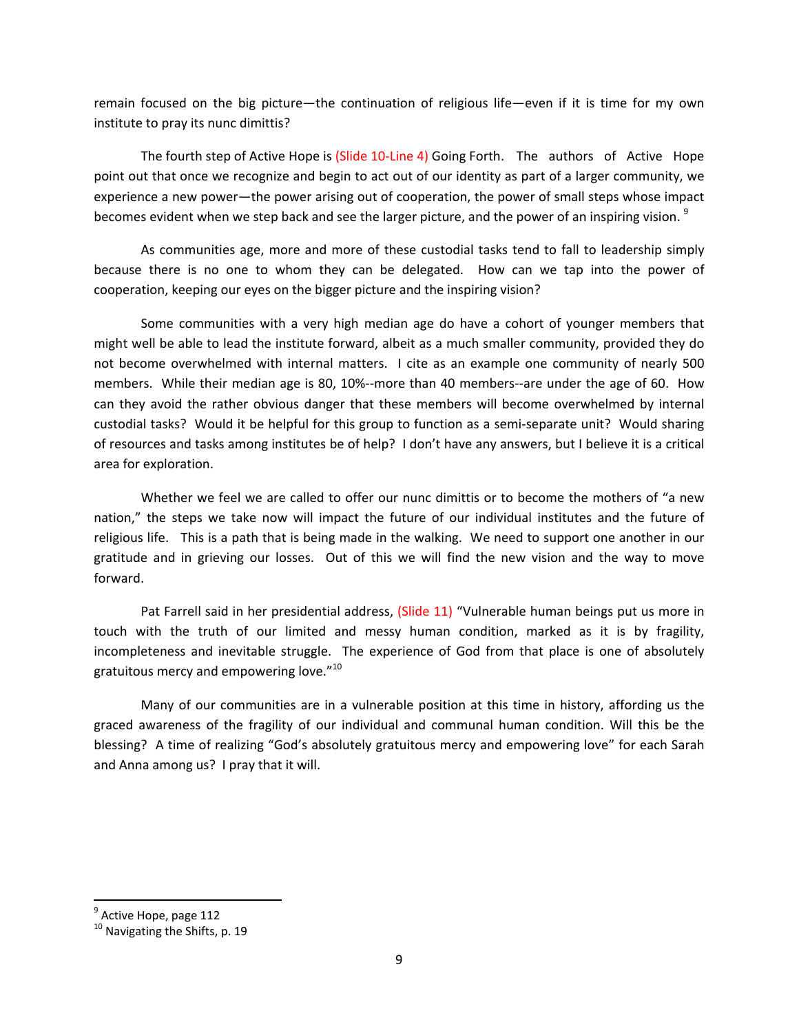remain focused on the big picture—the continuation of religious life—even if it is time for my own institute to pray its nunc dimittis?

The fourth step of Active Hope is (Slide 10-Line 4) Going Forth. The authors of Active Hope point out that once we recognize and begin to act out of our identity as part of a larger community, we experience a new power—the power arising out of cooperation, the power of small steps whose impact becomes evident when we step back and see the larger picture, and the power of an inspiring vision. [9]

As communities age, more and more of these custodial tasks tend to fall to leadership simply because there is no one to whom they can be delegated. How can we tap into the power of cooperation, keeping our eyes on the bigger picture and the inspiring vision?

Some communities with a very high median age do have a cohort of younger members that might well be able to lead the institute forward, albeit as a much smaller community, provided they do not become overwhelmed with internal matters. I cite as an example one community of nearly 500 members. While their median age is 80, 10%--more than 40 members--are under the age of 60. How can they avoid the rather obvious danger that these members will become overwhelmed by internal custodial tasks? Would it be helpful for this group to function as a semi-separate unit? Would sharing of resources and tasks among institutes be of help? I don't have any answers, but I believe it is a critical area for exploration.

Whether we feel we are called to offer our nunc dimittis or to become the mothers of "a new nation," the steps we take now will impact the future of our individual institutes and the future of religious life. This is a path that is being made in the walking. We need to support one another in our gratitude and in grieving our losses. Out of this we will find the new vision and the way to move forward.

Pat Farrell said in her presidential address, (Slide 11) "Vulnerable human beings put us more in touch with the truth of our limited and messy human condition, marked as it is by fragility, incompleteness and inevitable struggle. The experience of God from that place is one of absolutely gratuitous mercy and empowering love."[10]

Many of our communities are in a vulnerable position at this time in history, affording us the graced awareness of the fragility of our individual and communal human condition. Will this be the blessing? A time of realizing "God's absolutely gratuitous mercy and empowering love" for each Sarah and Anna among us? I pray that it will.

---

[9] Active Hope, page 112

[10] Navigating the Shifts, p. 19